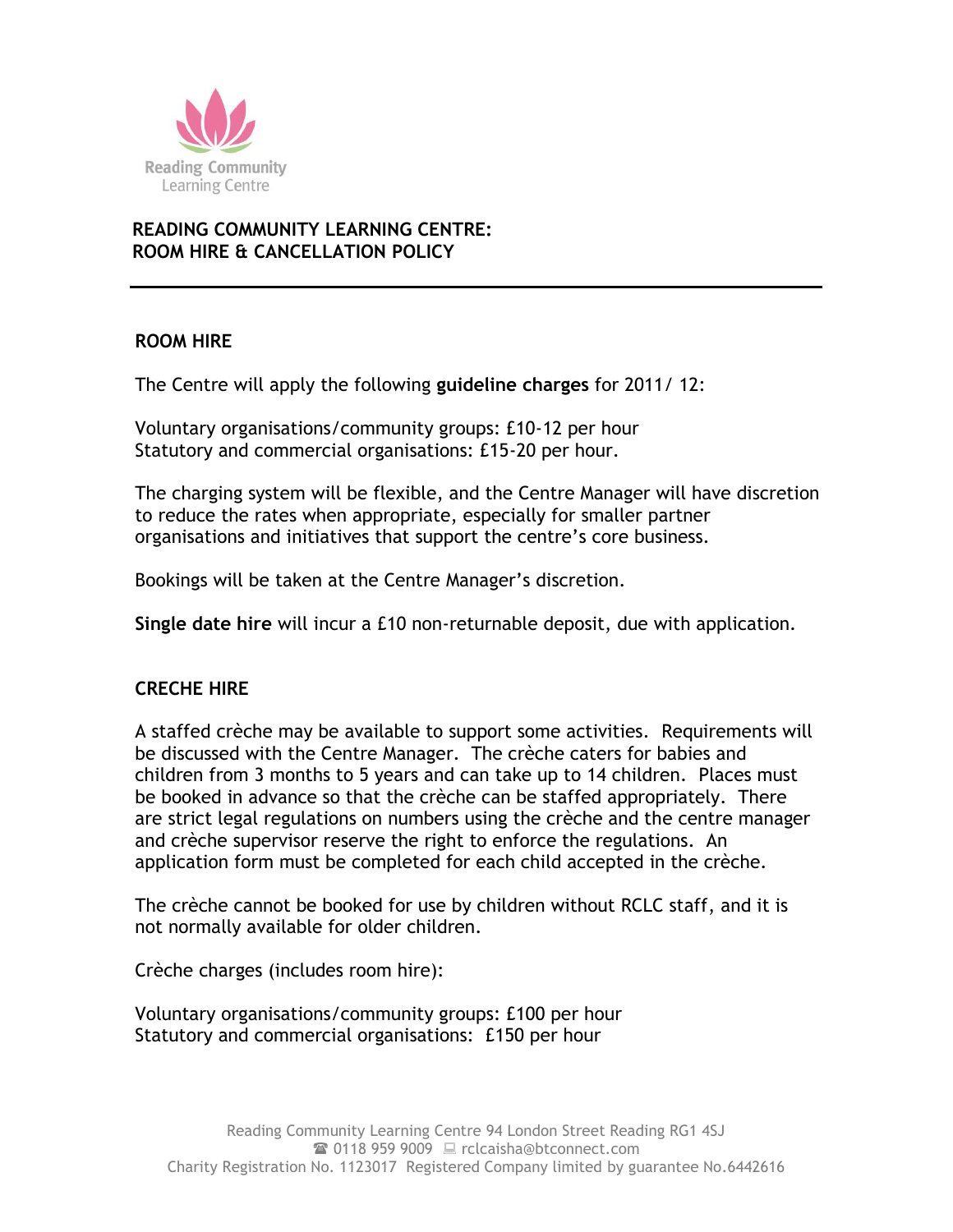Reading Community Learning Centre

# READING COMMUNITY LEARNING CENTRE: ROOM HIRE & CANCELLATION POLICY

## ROOM HIRE

The Centre will apply the following **guideline charges** for 2011/ 12:

Voluntary organisations/community groups: £10-12 per hour
Statutory and commercial organisations: £15-20 per hour.

The charging system will be flexible, and the Centre Manager will have discretion to reduce the rates when appropriate, especially for smaller partner organisations and initiatives that support the centre's core business.

Bookings will be taken at the Centre Manager's discretion.

**Single date hire** will incur a £10 non-returnable deposit, due with application.

## CRECHE HIRE

A staffed crèche may be available to support some activities. Requirements will be discussed with the Centre Manager. The crèche caters for babies and children from 3 months to 5 years and can take up to 14 children. Places must be booked in advance so that the crèche can be staffed appropriately. There are strict legal regulations on numbers using the crèche and the centre manager and crèche supervisor reserve the right to enforce the regulations. An application form must be completed for each child accepted in the crèche.

The crèche cannot be booked for use by children without RCLC staff, and it is not normally available for older children.

Crèche charges (includes room hire):

Voluntary organisations/community groups: £100 per hour
Statutory and commercial organisations: £150 per hour

Reading Community Learning Centre 94 London Street Reading RG1 4SJ
☎ 0118 959 9009 rclcaisha@btconnect.com
Charity Registration No. 1123017 Registered Company limited by guarantee No.6442616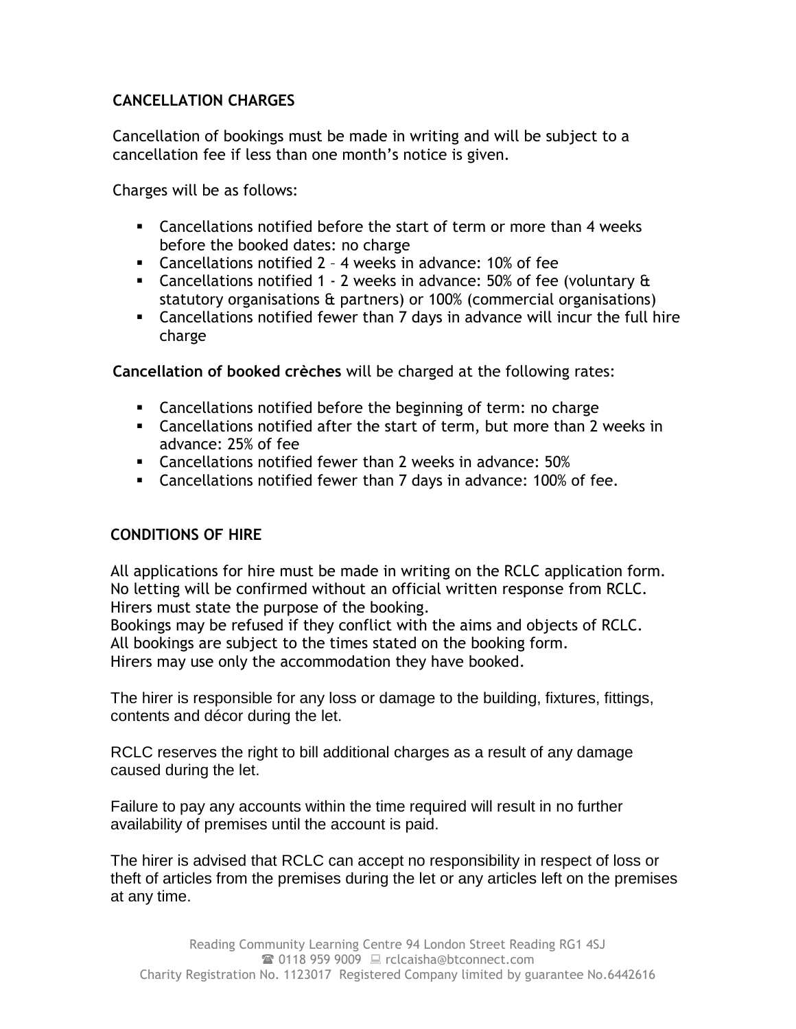## CANCELLATION CHARGES

Cancellation of bookings must be made in writing and will be subject to a cancellation fee if less than one month's notice is given.

Charges will be as follows:

- Cancellations notified before the start of term or more than 4 weeks before the booked dates: no charge
- Cancellations notified 2 – 4 weeks in advance: 10% of fee
- Cancellations notified 1 - 2 weeks in advance: 50% of fee (voluntary & statutory organisations & partners) or 100% (commercial organisations)
- Cancellations notified fewer than 7 days in advance will incur the full hire charge

**Cancellation of booked crèches** will be charged at the following rates:

- Cancellations notified before the beginning of term: no charge
- Cancellations notified after the start of term, but more than 2 weeks in advance: 25% of fee
- Cancellations notified fewer than 2 weeks in advance: 50%
- Cancellations notified fewer than 7 days in advance: 100% of fee.

## CONDITIONS OF HIRE

All applications for hire must be made in writing on the RCLC application form.
No letting will be confirmed without an official written response from RCLC.
Hirers must state the purpose of the booking.
Bookings may be refused if they conflict with the aims and objects of RCLC.
All bookings are subject to the times stated on the booking form.
Hirers may use only the accommodation they have booked.

The hirer is responsible for any loss or damage to the building, fixtures, fittings, contents and décor during the let.

RCLC reserves the right to bill additional charges as a result of any damage caused during the let.

Failure to pay any accounts within the time required will result in no further availability of premises until the account is paid.

The hirer is advised that RCLC can accept no responsibility in respect of loss or theft of articles from the premises during the let or any articles left on the premises at any time.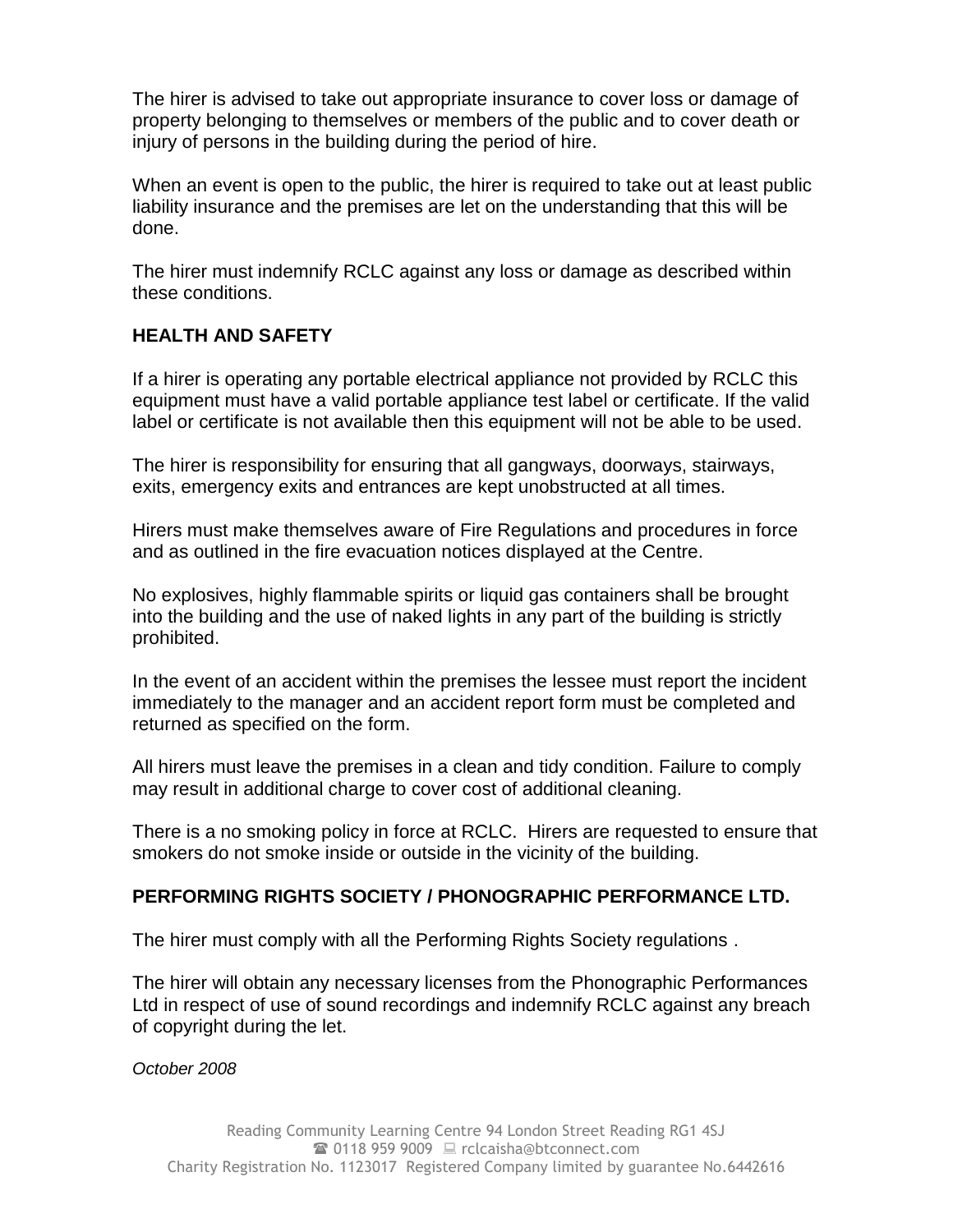The hirer is advised to take out appropriate insurance to cover loss or damage of property belonging to themselves or members of the public and to cover death or injury of persons in the building during the period of hire.

When an event is open to the public, the hirer is required to take out at least public liability insurance and the premises are let on the understanding that this will be done.

The hirer must indemnify RCLC against any loss or damage as described within these conditions.

## HEALTH AND SAFETY

If a hirer is operating any portable electrical appliance not provided by RCLC this equipment must have a valid portable appliance test label or certificate. If the valid label or certificate is not available then this equipment will not be able to be used.

The hirer is responsibility for ensuring that all gangways, doorways, stairways, exits, emergency exits and entrances are kept unobstructed at all times.

Hirers must make themselves aware of Fire Regulations and procedures in force and as outlined in the fire evacuation notices displayed at the Centre.

No explosives, highly flammable spirits or liquid gas containers shall be brought into the building and the use of naked lights in any part of the building is strictly prohibited.

In the event of an accident within the premises the lessee must report the incident immediately to the manager and an accident report form must be completed and returned as specified on the form.

All hirers must leave the premises in a clean and tidy condition. Failure to comply may result in additional charge to cover cost of additional cleaning.

There is a no smoking policy in force at RCLC. Hirers are requested to ensure that smokers do not smoke inside or outside in the vicinity of the building.

## PERFORMING RIGHTS SOCIETY / PHONOGRAPHIC PERFORMANCE LTD.

The hirer must comply with all the Performing Rights Society regulations .

The hirer will obtain any necessary licenses from the Phonographic Performances Ltd in respect of use of sound recordings and indemnify RCLC against any breach of copyright during the let.

*October 2008*

Reading Community Learning Centre 94 London Street Reading RG1 4SJ
☎ 0118 959 9009 rclcaisha@btconnect.com
Charity Registration No. 1123017 Registered Company limited by guarantee No.6442616